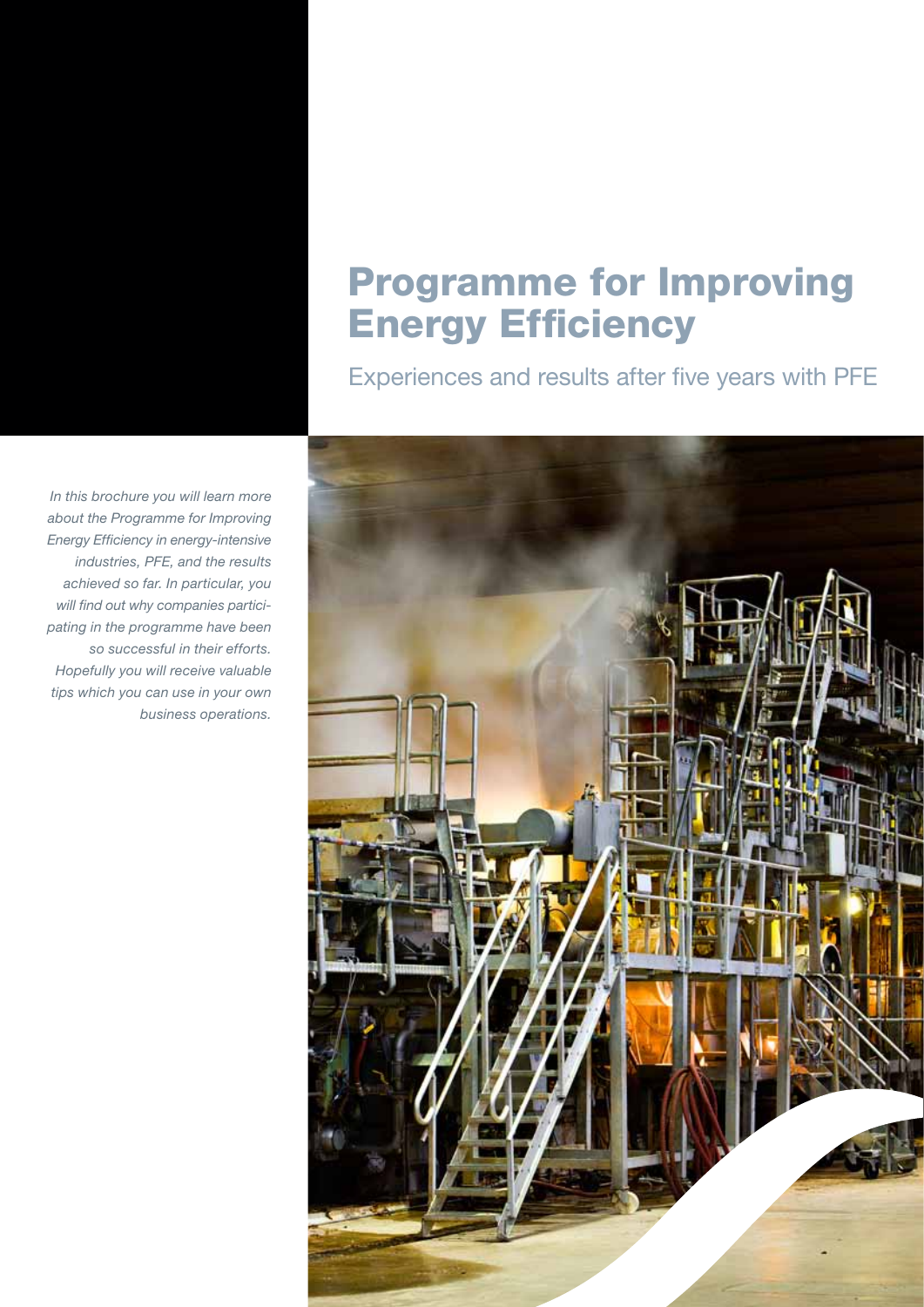# Programme for Improving Energy Efficiency

## Experiences and results after five years with PFE

*In this brochure you will learn more about the Programme for Improving Energy Efficiency in energy-intensive industries, PFE, and the results achieved so far. In particular, you will find out why companies participating in the programme have been so successful in their efforts. Hopefully you will receive valuable tips which you can use in your own business operations.*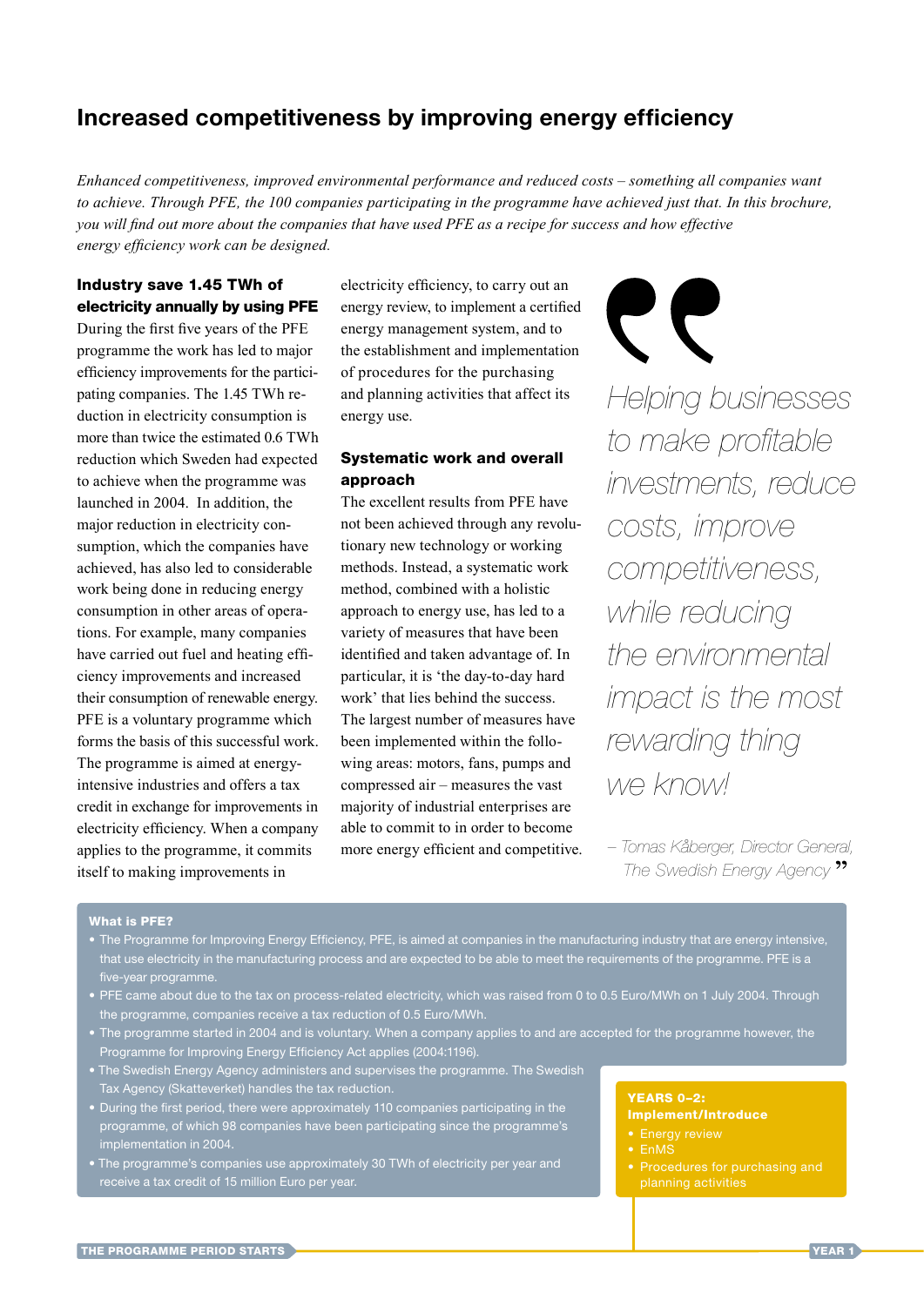# Increased competitiveness by improving energy efficiency

*Enhanced competitiveness, improved environmental performance and reduced costs – something all companies want to achieve. Through PFE, the 100 companies participating in the programme have achieved just that. In this brochure, you will find out more about the companies that have used PFE as a recipe for success and how effective energy efficiency work can be designed.*

## Industry save 1.45 TWh of electricity annually by using PFE

During the first five years of the PFE programme the work has led to major efficiency improvements for the participating companies. The 1.45 TWh reduction in electricity consumption is more than twice the estimated 0.6 TWh reduction which Sweden had expected to achieve when the programme was launched in 2004. In addition, the major reduction in electricity consumption, which the companies have achieved, has also led to considerable work being done in reducing energy consumption in other areas of operations. For example, many companies have carried out fuel and heating efficiency improvements and increased their consumption of renewable energy. PFE is a voluntary programme which forms the basis of this successful work. The programme is aimed at energy-intensive industries and offers a tax credit in exchange for improvements in electricity efficiency. When a company applies to the programme, it commits itself to making improvements in electricity efficiency, to carry out an energy review, to implement a certified energy management system, and to the establishment and implementation of procedures for the purchasing and planning activities that affect its energy use.

## Systematic work and overall approach

The excellent results from PFE have not been achieved through any revolutionary new technology or working methods. Instead, a systematic work method, combined with a holistic approach to energy use, has led to a variety of measures that have been identified and taken advantage of. In particular, it is 'the day-to-day hard work' that lies behind the success. The largest number of measures have been implemented within the following areas: motors, fans, pumps and compressed air – measures the vast majority of industrial enterprises are able to commit to in order to become more energy efficient and competitive.

> *"Helping businesses to make profitable investments, reduce costs, improve competitiveness, while reducing the environmental impact is the most rewarding thing we know!"*
>
> *– Tomas Kåberger, Director General, The Swedish Energy Agency*

**What is PFE?**

- The Programme for Improving Energy Efficiency, PFE, is aimed at companies in the manufacturing industry that are energy intensive, that use electricity in the manufacturing process and are expected to be able to meet the requirements of the programme. PFE is a five-year programme.
- PFE came about due to the tax on process-related electricity, which was raised from 0 to 0.5 Euro/MWh on 1 July 2004. Through the programme, companies receive a tax reduction of 0.5 Euro/MWh.
- The programme started in 2004 and is voluntary. When a company applies to and are accepted for the programme however, the Programme for Improving Energy Efficiency Act applies (2004:1196).
- The Swedish Energy Agency administers and supervises the programme. The Swedish Tax Agency (Skatteverket) handles the tax reduction.
- During the first period, there were approximately 110 companies participating in the programme, of which 98 companies have been participating since the programme's implementation in 2004.
- The programme's companies use approximately 30 TWh of electricity per year and receive a tax credit of 15 million Euro per year.

**YEARS 0–2: Implement/Introduce**

- Energy review
- EnMS
- Procedures for purchasing and planning activities

THE PROGRAMME PERIOD STARTS

YEAR 1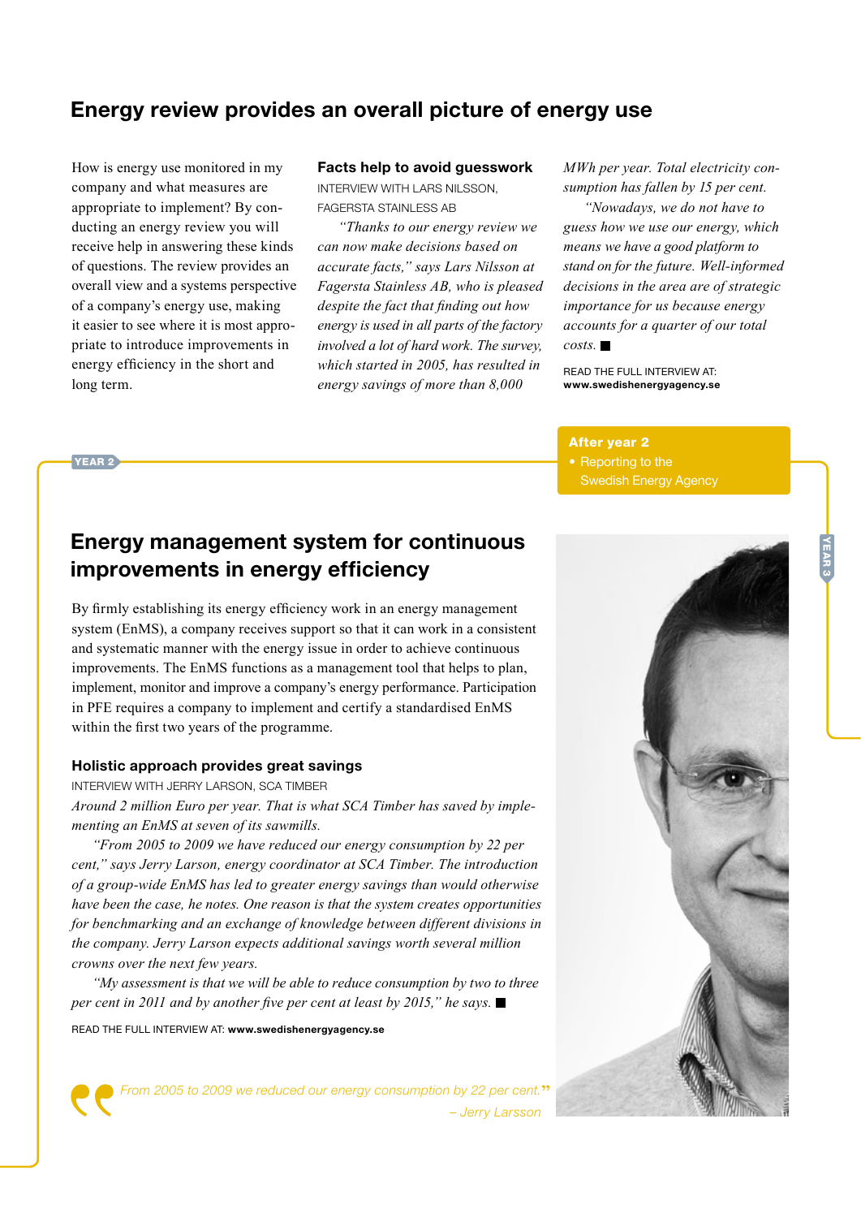## Energy review provides an overall picture of energy use

How is energy use monitored in my company and what measures are appropriate to implement? By conducting an energy review you will receive help in answering these kinds of questions. The review provides an overall view and a systems perspective of a company's energy use, making it easier to see where it is most appropriate to introduce improvements in energy efficiency in the short and long term.

### Facts help to avoid guesswork

INTERVIEW WITH LARS NILSSON, FAGERSTA STAINLESS AB

*"Thanks to our energy review we can now make decisions based on accurate facts," says Lars Nilsson at Fagersta Stainless AB, who is pleased despite the fact that finding out how energy is used in all parts of the factory involved a lot of hard work. The survey, which started in 2005, has resulted in energy savings of more than 8,000 MWh per year. Total electricity consumption has fallen by 15 per cent.*

*"Nowadays, we do not have to guess how we use our energy, which means we have a good platform to stand on for the future. Well-informed decisions in the area are of strategic importance for us because energy accounts for a quarter of our total costs.* ■

READ THE FULL INTERVIEW AT: **www.swedishenergyagency.se**

YEAR 2

**After year 2**

- Reporting to the Swedish Energy Agency

## Energy management system for continuous improvements in energy efficiency

By firmly establishing its energy efficiency work in an energy management system (EnMS), a company receives support so that it can work in a consistent and systematic manner with the energy issue in order to achieve continuous improvements. The EnMS functions as a management tool that helps to plan, implement, monitor and improve a company's energy performance. Participation in PFE requires a company to implement and certify a standardised EnMS within the first two years of the programme.

### Holistic approach provides great savings

INTERVIEW WITH JERRY LARSON, SCA TIMBER

*Around 2 million Euro per year. That is what SCA Timber has saved by implementing an EnMS at seven of its sawmills.*

*"From 2005 to 2009 we have reduced our energy consumption by 22 per cent," says Jerry Larson, energy coordinator at SCA Timber. The introduction of a group-wide EnMS has led to greater energy savings than would otherwise have been the case, he notes. One reason is that the system creates opportunities for benchmarking and an exchange of knowledge between different divisions in the company. Jerry Larson expects additional savings worth several million crowns over the next few years.*

*"My assessment is that we will be able to reduce consumption by two to three per cent in 2011 and by another five per cent at least by 2015," he says.* ■

READ THE FULL INTERVIEW AT: **www.swedishenergyagency.se**

> *From 2005 to 2009 we reduced our energy consumption by 22 per cent."*
>
> *– Jerry Larsson*

YEAR 3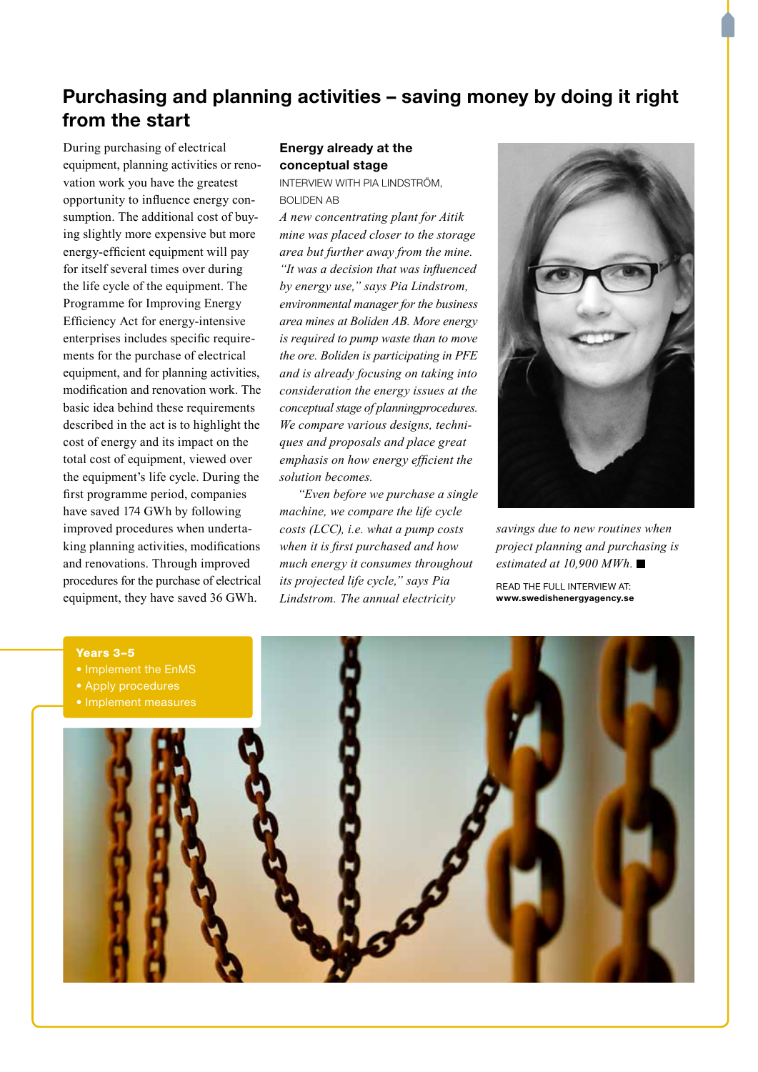## Purchasing and planning activities – saving money by doing it right from the start

During purchasing of electrical equipment, planning activities or renovation work you have the greatest opportunity to influence energy consumption. The additional cost of buying slightly more expensive but more energy-efficient equipment will pay for itself several times over during the life cycle of the equipment. The Programme for Improving Energy Efficiency Act for energy-intensive enterprises includes specific requirements for the purchase of electrical equipment, and for planning activities, modification and renovation work. The basic idea behind these requirements described in the act is to highlight the cost of energy and its impact on the total cost of equipment, viewed over the equipment's life cycle. During the first programme period, companies have saved 174 GWh by following improved procedures when undertaking planning activities, modifications and renovations. Through improved procedures for the purchase of electrical equipment, they have saved 36 GWh.

### Energy already at the conceptual stage

INTERVIEW WITH PIA LINDSTRÖM, BOLIDEN AB

*A new concentrating plant for Aitik mine was placed closer to the storage area but further away from the mine. "It was a decision that was influenced by energy use," says Pia Lindstrom, environmental manager for the business area mines at Boliden AB. More energy is required to pump waste than to move the ore. Boliden is participating in PFE and is already focusing on taking into consideration the energy issues at the conceptual stage of planningprocedures. We compare various designs, techniques and proposals and place great emphasis on how energy efficient the solution becomes.*

*"Even before we purchase a single machine, we compare the life cycle costs (LCC), i.e. what a pump costs when it is first purchased and how much energy it consumes throughout its projected life cycle," says Pia Lindstrom. The annual electricity savings due to new routines when project planning and purchasing is estimated at 10,900 MWh.* ■

READ THE FULL INTERVIEW AT: **www.swedishenergyagency.se**

**Years 3–5**
- Implement the EnMS
- Apply procedures
- Implement measures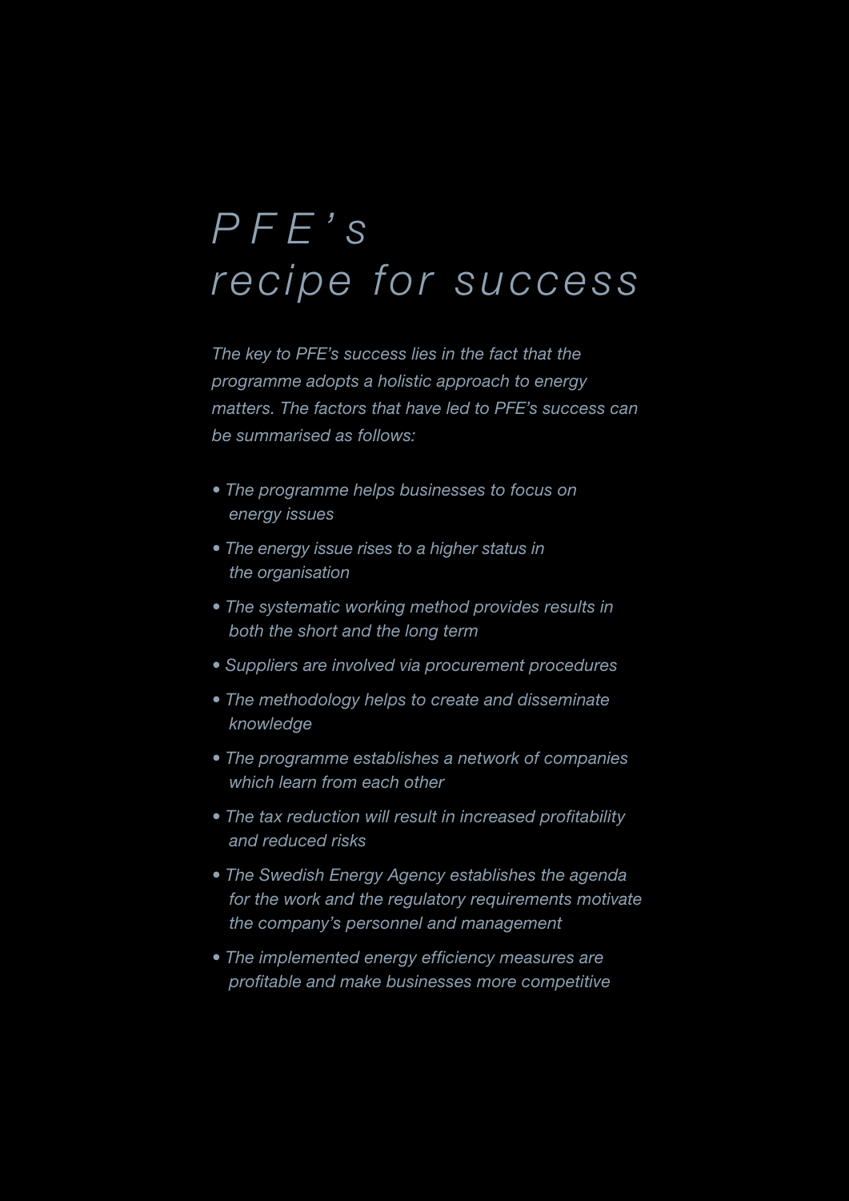# PFE's recipe for success

*The key to PFE's success lies in the fact that the programme adopts a holistic approach to energy matters. The factors that have led to PFE's success can be summarised as follows:*

- *The programme helps businesses to focus on energy issues*
- *The energy issue rises to a higher status in the organisation*
- *The systematic working method provides results in both the short and the long term*
- *Suppliers are involved via procurement procedures*
- *The methodology helps to create and disseminate knowledge*
- *The programme establishes a network of companies which learn from each other*
- *The tax reduction will result in increased profitability and reduced risks*
- *The Swedish Energy Agency establishes the agenda for the work and the regulatory requirements motivate the company's personnel and management*
- *The implemented energy efficiency measures are profitable and make businesses more competitive*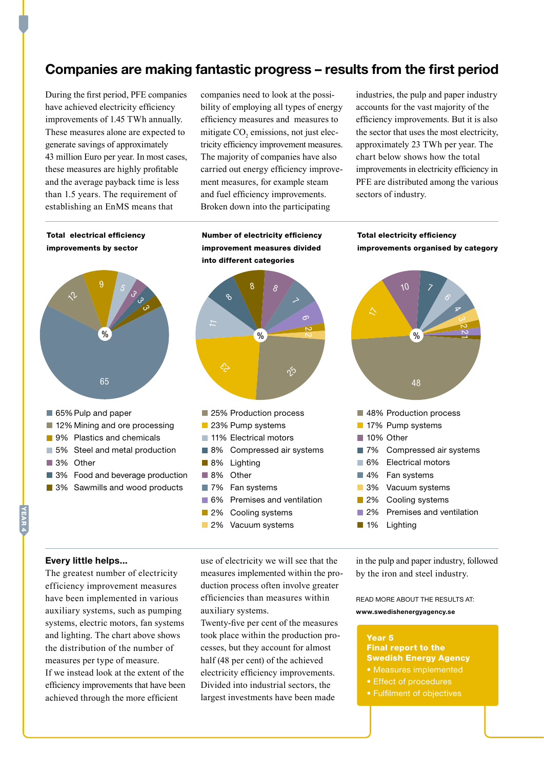## Companies are making fantastic progress – results from the first period

During the first period, PFE companies have achieved electricity efficiency improvements of 1.45 TWh annually. These measures alone are expected to generate savings of approximately 43 million Euro per year. In most cases, these measures are highly profitable and the average payback time is less than 1.5 years. The requirement of establishing an EnMS means that companies need to look at the possibility of employing all types of energy efficiency measures and measures to mitigate $CO_2$ emissions, not just electricity efficiency improvement measures. The majority of companies have also carried out energy efficiency improvement measures, for example steam and fuel efficiency improvements. Broken down into the participating industries, the pulp and paper industry accounts for the vast majority of the efficiency improvements. But it is also the sector that uses the most electricity, approximately 23 TWh per year. The chart below shows how the total improvements in electricity efficiency in PFE are distributed among the various sectors of industry.

**Total electrical efficiency improvements by sector**

- 65% Pulp and paper
- 12% Mining and ore processing
- 9% Plastics and chemicals
- 5% Steel and metal production
- 3% Other
- 3% Food and beverage production
- 3% Sawmills and wood products

**Number of electricity efficiency improvement measures divided into different categories**

- 25% Production process
- 23% Pump systems
- 11% Electrical motors
- 8% Compressed air systems
- 8% Lighting
- 8% Other
- 7% Fan systems
- 6% Premises and ventilation
- 2% Cooling systems
- 2% Vacuum systems

**Total electricity efficiency improvements organised by category**

- 48% Production process
- 17% Pump systems
- 10% Other
- 7% Compressed air systems
- 6% Electrical motors
- 4% Fan systems
- 3% Vacuum systems
- 2% Cooling systems
- 2% Premises and ventilation
- 1% Lighting

### Every little helps...

The greatest number of electricity efficiency improvement measures have been implemented in various auxiliary systems, such as pumping systems, electric motors, fan systems and lighting. The chart above shows the distribution of the number of measures per type of measure.
If we instead look at the extent of the efficiency improvements that have been achieved through the more efficient use of electricity we will see that the measures implemented within the production process often involve greater efficiencies than measures within auxiliary systems.
Twenty-five per cent of the measures took place within the production processes, but they account for almost half (48 per cent) of the achieved electricity efficiency improvements. Divided into industrial sectors, the largest investments have been made in the pulp and paper industry, followed by the iron and steel industry.

READ MORE ABOUT THE RESULTS AT:
**www.swedishenergyagency.se**

**Year 5**
**Final report to the Swedish Energy Agency**
- Measures implemented
- Effect of procedures
- Fulfilment of objectives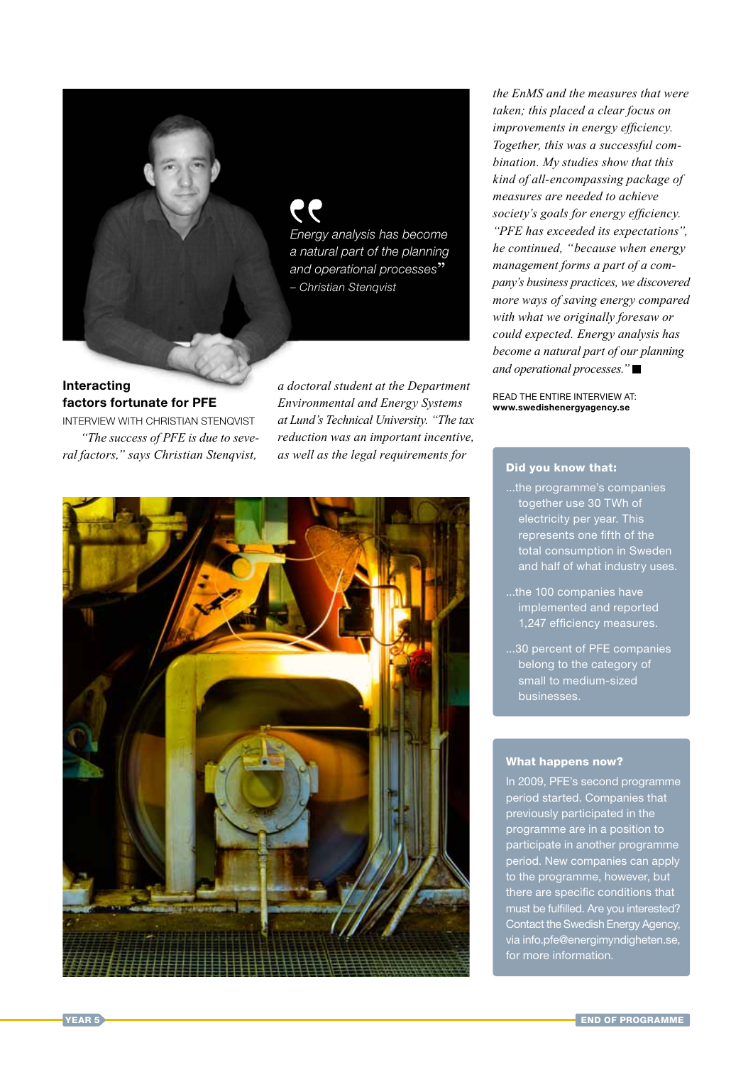> *Energy analysis has become a natural part of the planning and operational processes"*
> – Christian Stenqvist

## Interacting factors fortunate for PFE

INTERVIEW WITH CHRISTIAN STENQVIST

*"The success of PFE is due to several factors," says Christian Stenqvist, a doctoral student at the Department Environmental and Energy Systems at Lund's Technical University. "The tax reduction was an important incentive, as well as the legal requirements for the EnMS and the measures that were taken; this placed a clear focus on improvements in energy efficiency. Together, this was a successful combination. My studies show that this kind of all-encompassing package of measures are needed to achieve society's goals for energy efficiency. "PFE has exceeded its expectations", he continued, "because when energy management forms a part of a company's business practices, we discovered more ways of saving energy compared with what we originally foresaw or could expected. Energy analysis has become a natural part of our planning and operational processes."* ■

READ THE ENTIRE INTERVIEW AT:
**www.swedishenergyagency.se**

### Did you know that:

- ...the programme's companies together use 30 TWh of electricity per year. This represents one fifth of the total consumption in Sweden and half of what industry uses.
- ...the 100 companies have implemented and reported 1,247 efficiency measures.
- ...30 percent of PFE companies belong to the category of small to medium-sized businesses.

### What happens now?

In 2009, PFE's second programme period started. Companies that previously participated in the programme are in a position to participate in another programme period. New companies can apply to the programme, however, but there are specific conditions that must be fulfilled. Are you interested? Contact the Swedish Energy Agency, via info.pfe@energimyndigheten.se, for more information.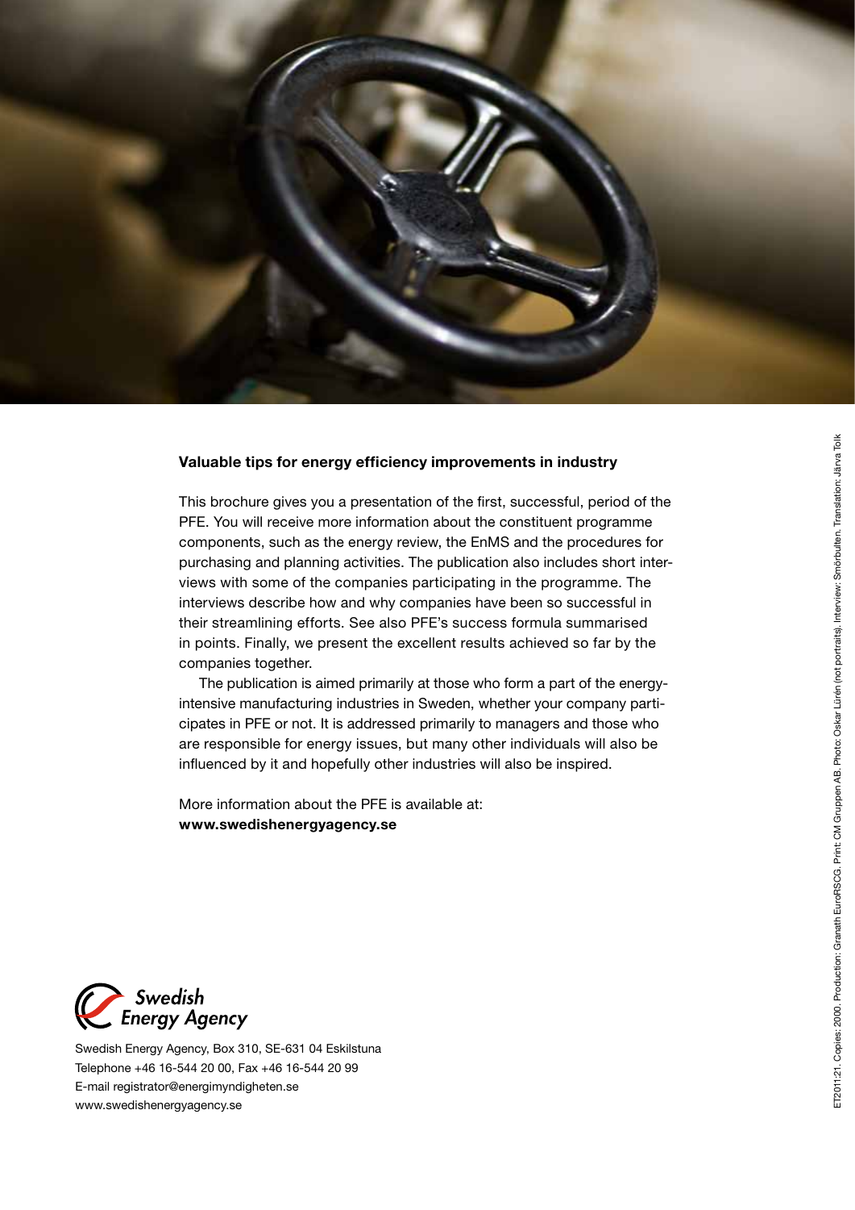**Valuable tips for energy efficiency improvements in industry**

This brochure gives you a presentation of the first, successful, period of the PFE. You will receive more information about the constituent programme components, such as the energy review, the EnMS and the procedures for purchasing and planning activities. The publication also includes short interviews with some of the companies participating in the programme. The interviews describe how and why companies have been so successful in their streamlining efforts. See also PFE's success formula summarised in points. Finally, we present the excellent results achieved so far by the companies together.

The publication is aimed primarily at those who form a part of the energy-intensive manufacturing industries in Sweden, whether your company participates in PFE or not. It is addressed primarily to managers and those who are responsible for energy issues, but many other individuals will also be influenced by it and hopefully other industries will also be inspired.

More information about the PFE is available at:
**www.swedishenergyagency.se**

Swedish Energy Agency

Swedish Energy Agency, Box 310, SE-631 04 Eskilstuna
Telephone +46 16-544 20 00, Fax +46 16-544 20 99
E-mail registrator@energimyndigheten.se
www.swedishenergyagency.se

ET2011:21. Copies: 2000. Production: Granath EuroRSCG. Print: CM Gruppen AB. Photo: Oskar Lürén (not portraits). Interview: Smörbulten. Translation: Järva Tolk